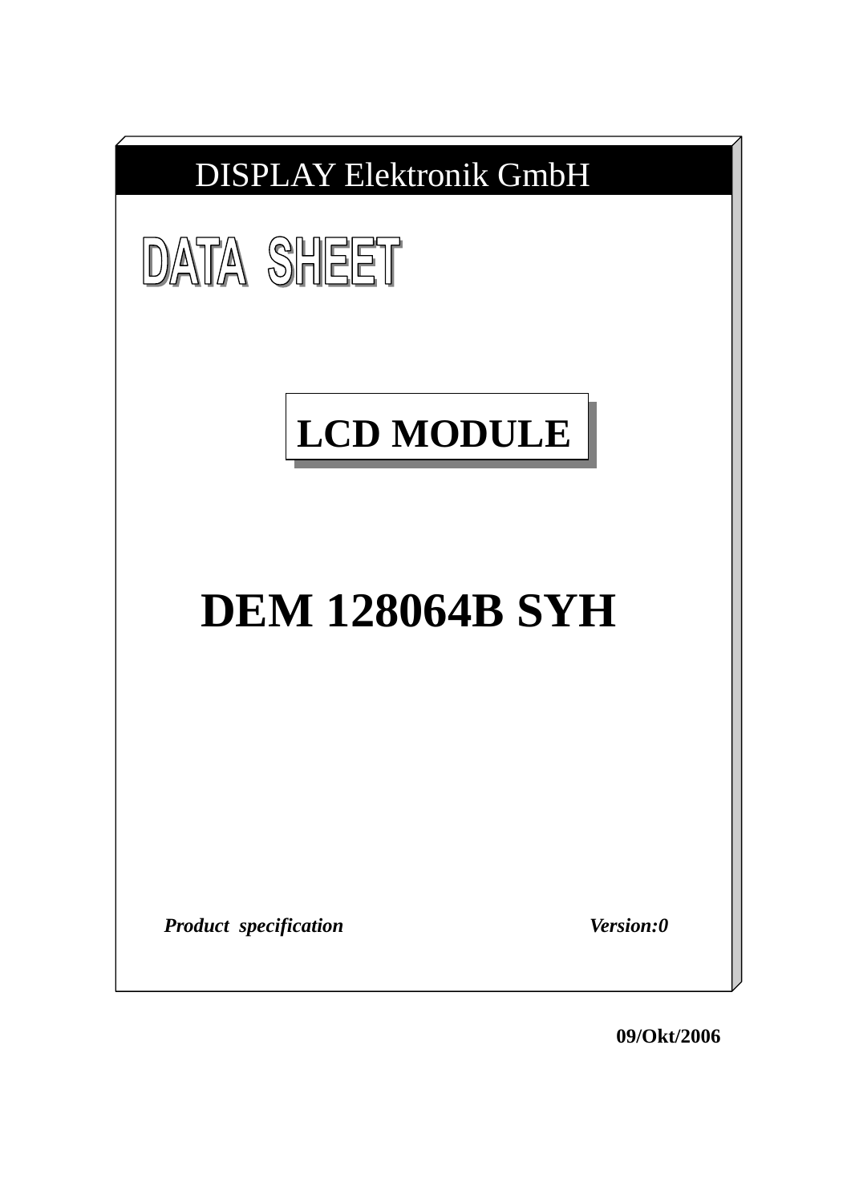DISPLAY Elektronik GmbH

# DATA SHEET

## LCD MODULE

# DEM 128064B SYH

***Product specification*** ***Version:0***

**09/Okt/2006**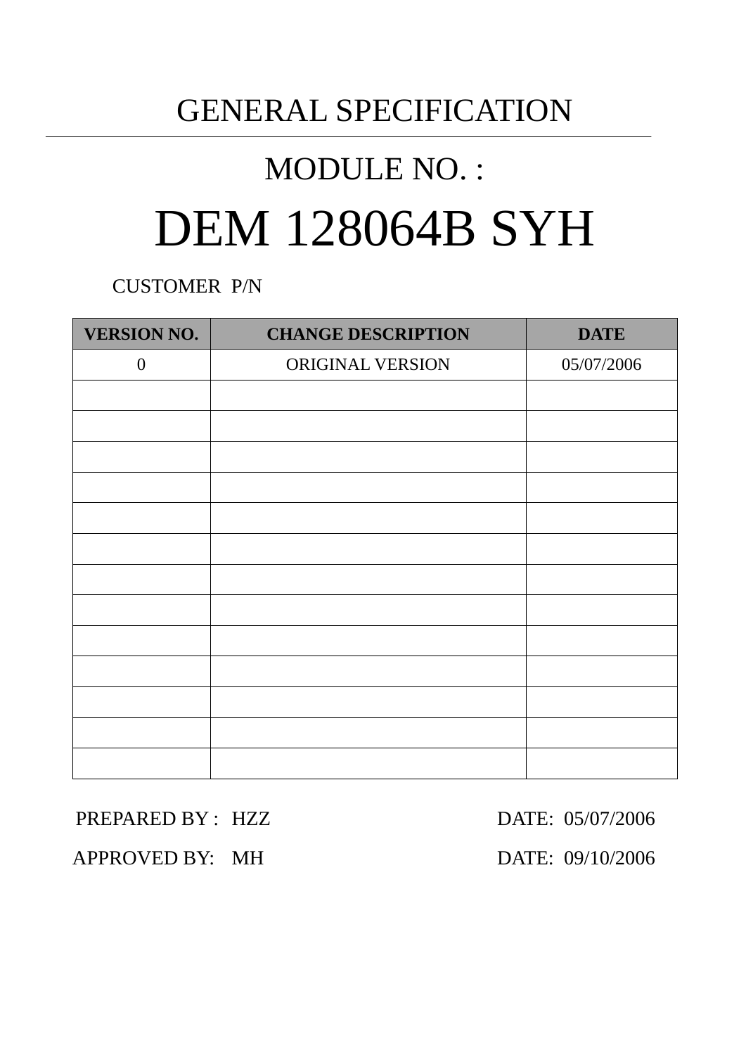# GENERAL SPECIFICATION

## MODULE NO. :

# DEM 128064B SYH

CUSTOMER P/N

| VERSION NO. | CHANGE DESCRIPTION | DATE |
|---|---|---|
| 0 | ORIGINAL VERSION | 05/07/2006 |
| | | |
| | | |
| | | |
| | | |
| | | |
| | | |
| | | |
| | | |
| | | |
| | | |
| | | |
| | | |
| | | |

PREPARED BY : HZZ DATE: 05/07/2006

APPROVED BY: MH DATE: 09/10/2006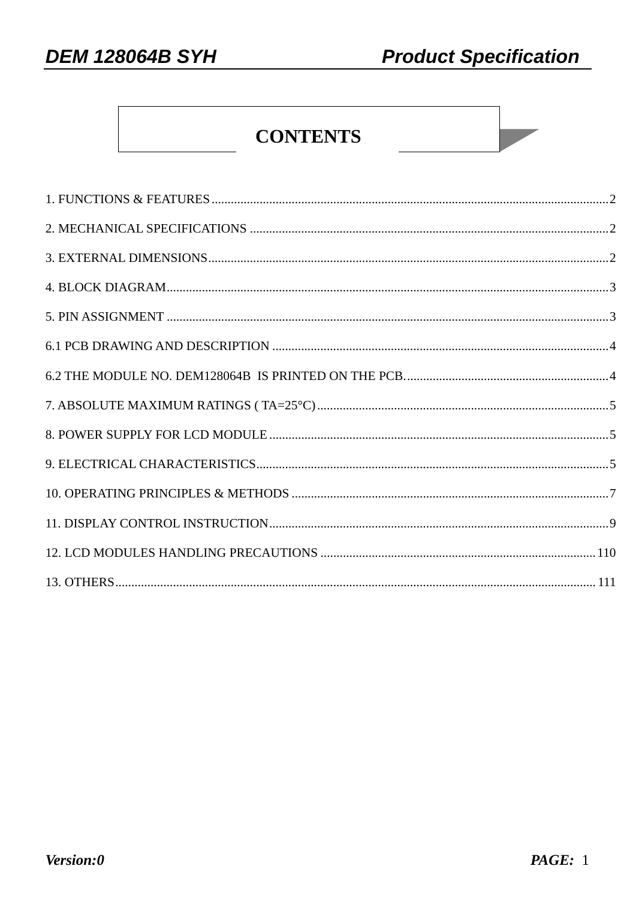# CONTENTS

1. FUNCTIONS & FEATURES........................................................................................................................2

2. MECHANICAL SPECIFICATIONS ............................................................................................................2

3. EXTERNAL DIMENSIONS.........................................................................................................................2

4. BLOCK DIAGRAM.......................................................................................................................................3

5. PIN ASSIGNMENT .......................................................................................................................................3

6.1 PCB DRAWING AND DESCRIPTION ......................................................................................................4

6.2 THE MODULE NO. DEM128064B IS PRINTED ON THE PCB. ...........................................................4

7. ABSOLUTE MAXIMUM RATINGS ( TA=25°C)........................................................................................5

8. POWER SUPPLY FOR LCD MODULE ......................................................................................................5

9. ELECTRICAL CHARACTERISTICS..........................................................................................................5

10. OPERATING PRINCIPLES & METHODS ................................................................................................7

11. DISPLAY CONTROL INSTRUCTION.......................................................................................................9

12. LCD MODULES HANDLING PRECAUTIONS .....................................................................................110

13. OTHERS...................................................................................................................................................111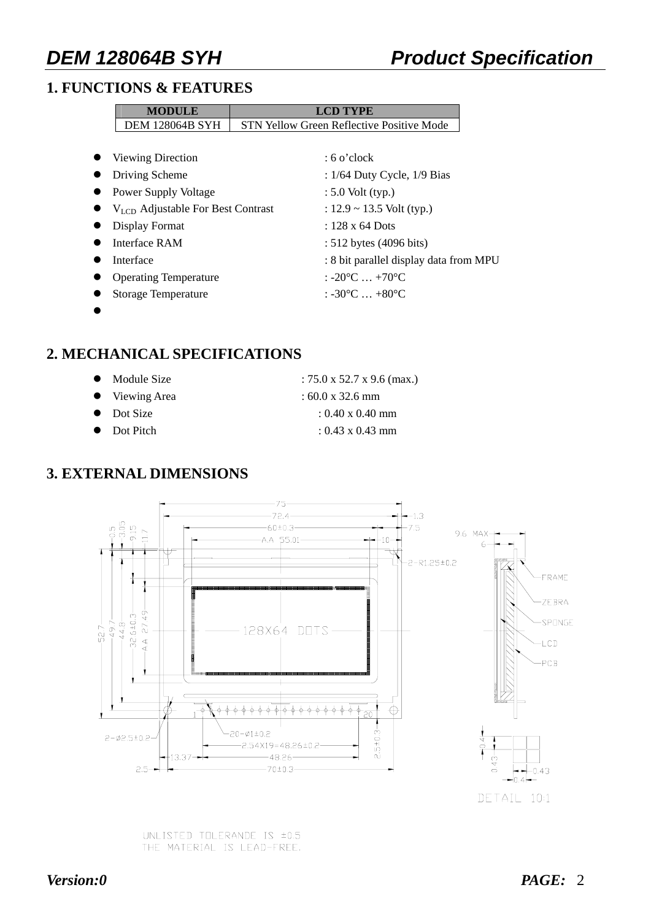## 1. FUNCTIONS & FEATURES

| MODULE | LCD TYPE |
|---|---|
| DEM 128064B SYH | STN Yellow Green Reflective Positive Mode |

- Viewing Direction : 6 o'clock
- Driving Scheme : 1/64 Duty Cycle, 1/9 Bias
- Power Supply Voltage : 5.0 Volt (typ.)
- $V_{LCD}$ Adjustable For Best Contrast : 12.9 ~ 13.5 Volt (typ.)
- Display Format : 128 x 64 Dots
- Interface RAM : 512 bytes (4096 bits)
- Interface : 8 bit parallel display data from MPU
- Operating Temperature : -20°C … +70°C
- Storage Temperature : -30°C … +80°C
- 

## 2. MECHANICAL SPECIFICATIONS

- Module Size : 75.0 x 52.7 x 9.6 (max.)
- Viewing Area : 60.0 x 32.6 mm
- Dot Size : 0.40 x 0.40 mm
- Dot Pitch : 0.43 x 0.43 mm

## 3. EXTERNAL DIMENSIONS

UNLISTED TOLERANDE IS ±0.5
THE MATERIAL IS LEAD-FREE.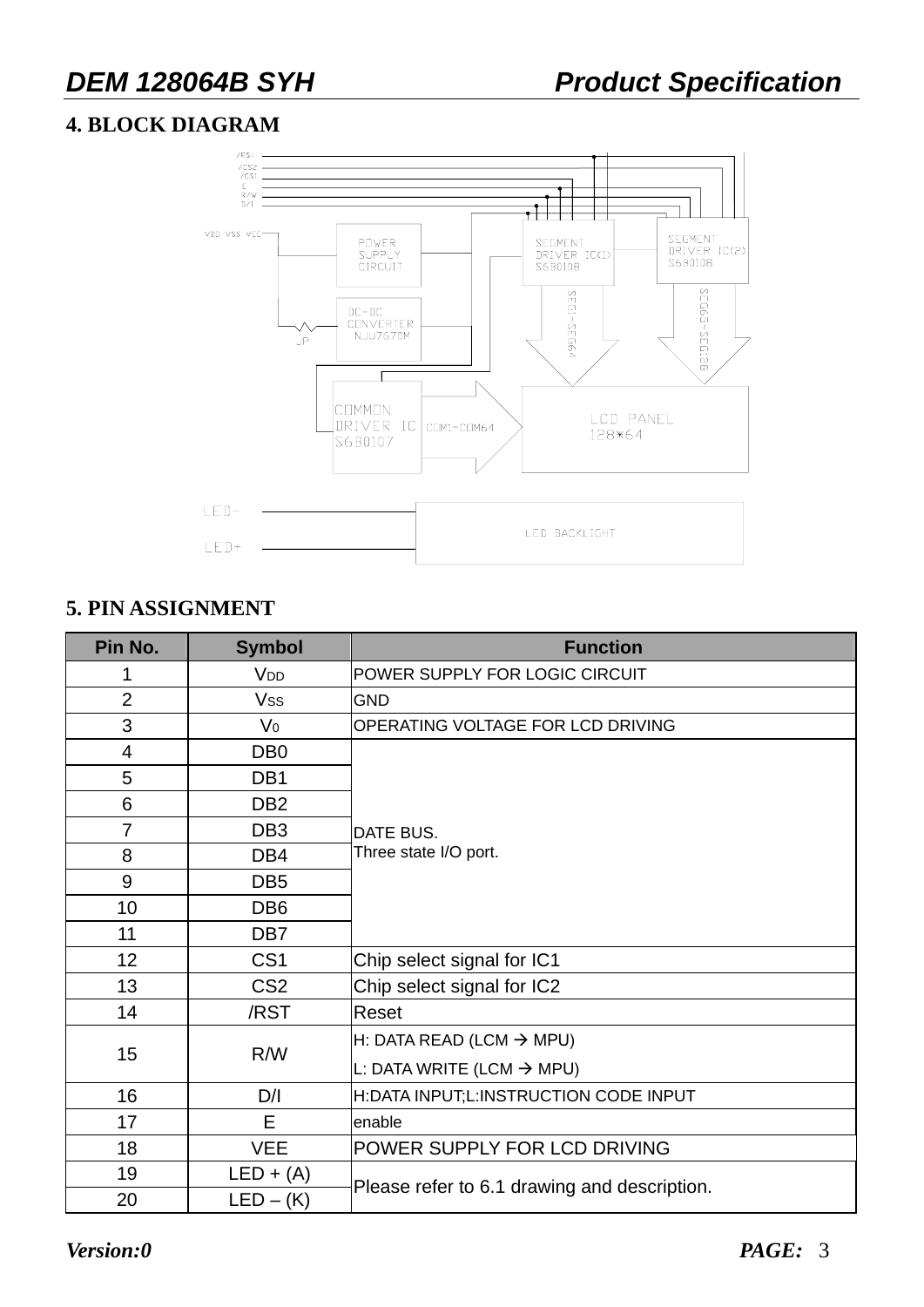## 4. BLOCK DIAGRAM

## 5. PIN ASSIGNMENT

| Pin No. | Symbol | Function |
|---|---|---|
| 1 | $V_{DD}$ | POWER SUPPLY FOR LOGIC CIRCUIT |
| 2 | $V_{SS}$ | GND |
| 3 | $V_0$ | OPERATING VOLTAGE FOR LCD DRIVING |
| 4 | DB0 | DATE BUS. Three state I/O port. |
| 5 | DB1 | |
| 6 | DB2 | |
| 7 | DB3 | |
| 8 | DB4 | |
| 9 | DB5 | |
| 10 | DB6 | |
| 11 | DB7 | |
| 12 | CS1 | Chip select signal for IC1 |
| 13 | CS2 | Chip select signal for IC2 |
| 14 | /RST | Reset |
| 15 | R/W | H: DATA READ (LCM → MPU)<br>L: DATA WRITE (LCM → MPU) |
| 16 | D/I | H:DATA INPUT;L:INSTRUCTION CODE INPUT |
| 17 | E | enable |
| 18 | VEE | POWER SUPPLY FOR LCD DRIVING |
| 19 | LED + (A) | Please refer to 6.1 drawing and description. |
| 20 | LED – (K) | |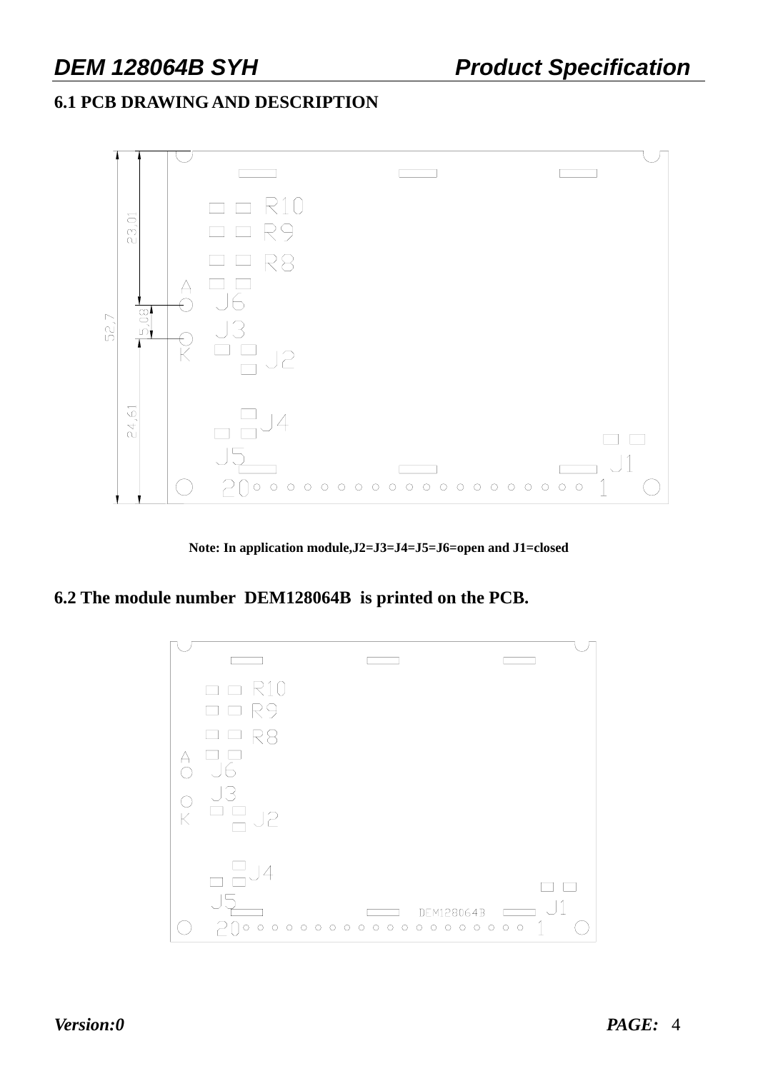## 6.1 PCB DRAWING AND DESCRIPTION

**Note: In application module,J2=J3=J4=J5=J6=open and J1=closed**

## 6.2 The module number DEM128064B is printed on the PCB.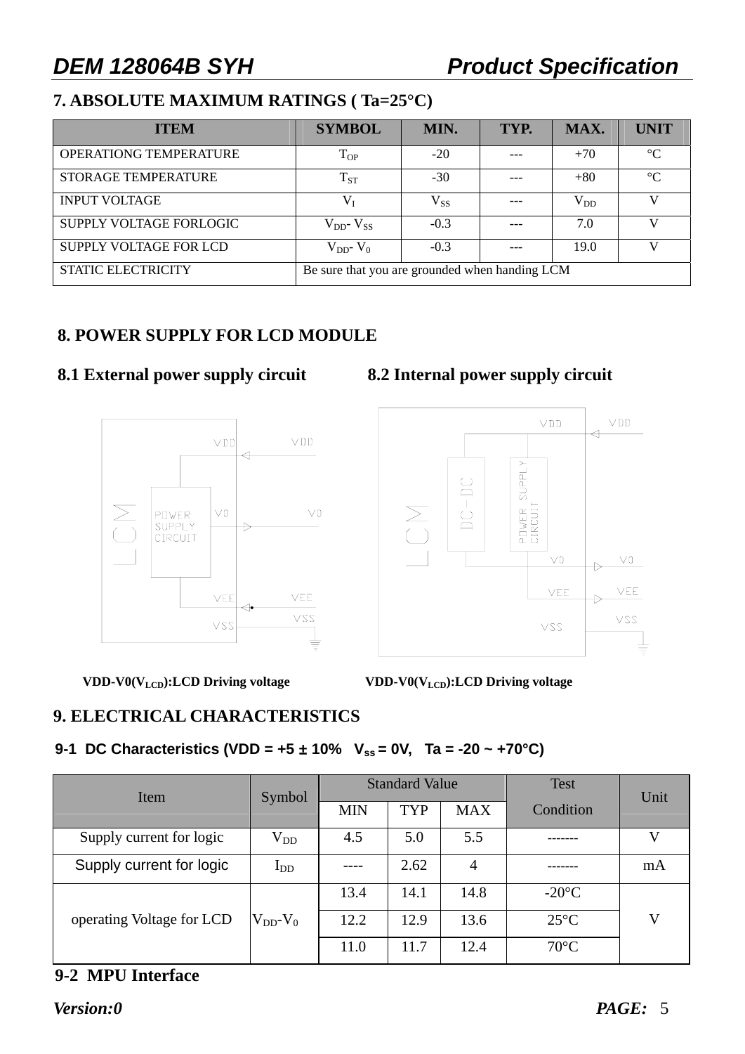## 7. ABSOLUTE MAXIMUM RATINGS ( Ta=25°C)

| ITEM | SYMBOL | MIN. | TYP. | MAX. | UNIT |
|---|---|---|---|---|---|
| OPERATIONG TEMPERATURE | $T_{OP}$ | -20 | --- | +70 | °C |
| STORAGE TEMPERATURE | $T_{ST}$ | -30 | --- | +80 | °C |
| INPUT VOLTAGE | $V_I$ | $V_{SS}$ | --- | $V_{DD}$ | V |
| SUPPLY VOLTAGE FORLOGIC | $V_{DD}$- $V_{SS}$ | -0.3 | --- | 7.0 | V |
| SUPPLY VOLTAGE FOR LCD | $V_{DD}$- $V_0$ | -0.3 | --- | 19.0 | V |
| STATIC ELECTRICITY | Be sure that you are grounded when handing LCM | | | | |

## 8. POWER SUPPLY FOR LCD MODULE

### 8.1 External power supply circuit

VDD-V0($V_{LCD}$):LCD Driving voltage

### 8.2 Internal power supply circuit

VDD-V0($V_{LCD}$):LCD Driving voltage

## 9. ELECTRICAL CHARACTERISTICS

### 9-1 DC Characteristics (VDD = +5 ± 10% $V_{SS}$ = 0V, Ta = -20 ~ +70°C)

| Item | Symbol | Standard Value | | | Test Condition | Unit |
|---|---|---|---|---|---|---|
| | | MIN | TYP | MAX | | |
| Supply current for logic | $V_{DD}$ | 4.5 | 5.0 | 5.5 | ------- | V |
| Supply current for logic | $I_{DD}$ | ---- | 2.62 | 4 | ------- | mA |
| operating Voltage for LCD | $V_{DD}$-$V_0$ | 13.4 | 14.1 | 14.8 | -20°C | V |
| | | 12.2 | 12.9 | 13.6 | 25°C | |
| | | 11.0 | 11.7 | 12.4 | 70°C | |

### 9-2 MPU Interface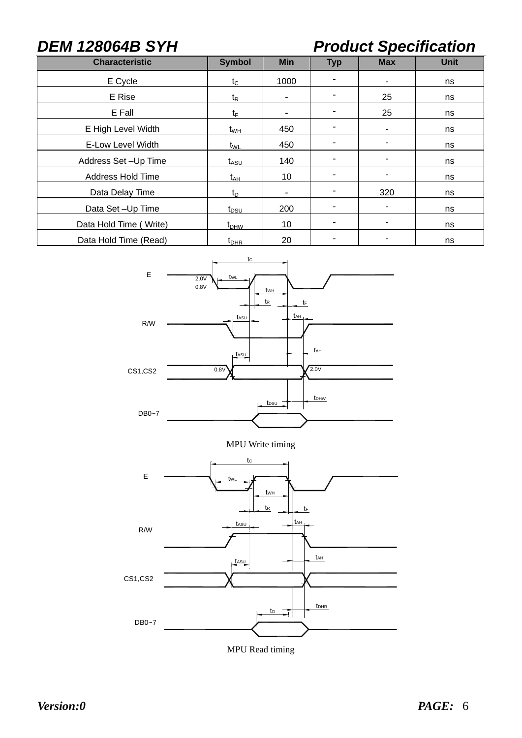| Characteristic | Symbol | Min | Typ | Max | Unit |
| --- | --- | --- | --- | --- | --- |
| E Cycle | $t_C$ | 1000 | - | - | ns |
| E Rise | $t_R$ | - | - | 25 | ns |
| E Fall | $t_F$ | - | - | 25 | ns |
| E High Level Width | $t_{WH}$ | 450 | - | - | ns |
| E-Low Level Width | $t_{WL}$ | 450 | - | - | ns |
| Address Set –Up Time | $t_{ASU}$ | 140 | - | - | ns |
| Address Hold Time | $t_{AH}$ | 10 | - | - | ns |
| Data Delay Time | $t_D$ | - | - | 320 | ns |
| Data Set –Up Time | $t_{DSU}$ | 200 | - | - | ns |
| Data Hold Time ( Write) | $t_{DHW}$ | 10 | - | - | ns |
| Data Hold Time (Read) | $t_{DHR}$ | 20 | - | - | ns |

MPU Write timing

MPU Read timing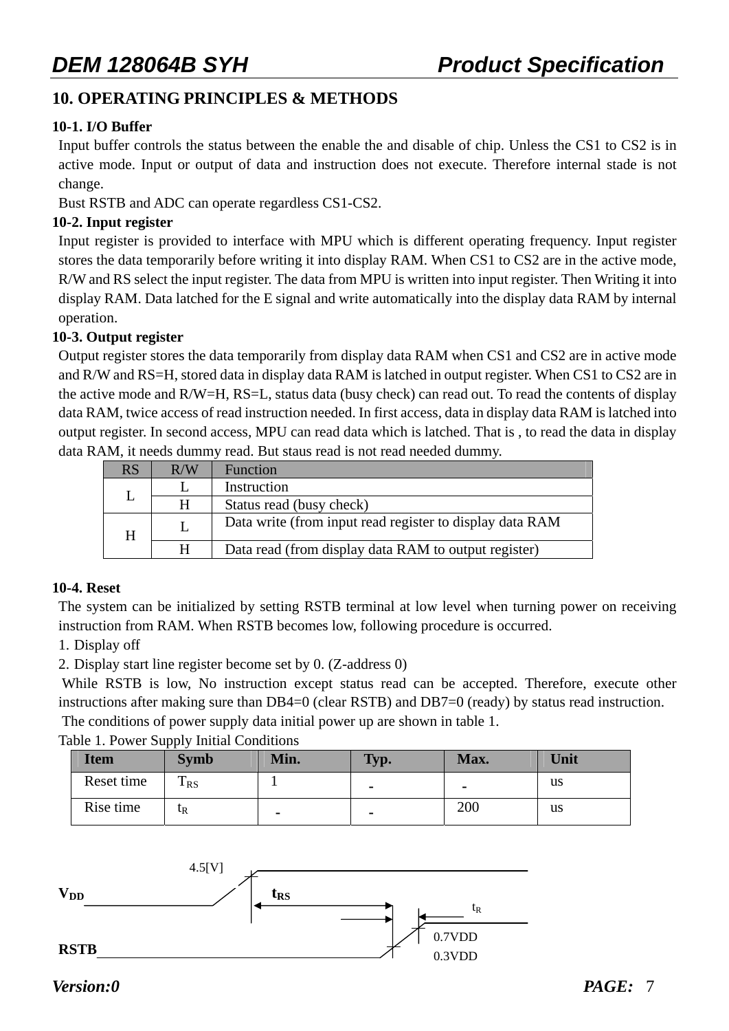## 10. OPERATING PRINCIPLES & METHODS

### 10-1. I/O Buffer

Input buffer controls the status between the enable the and disable of chip. Unless the CS1 to CS2 is in active mode. Input or output of data and instruction does not execute. Therefore internal stade is not change.

Bust RSTB and ADC can operate regardless CS1-CS2.

### 10-2. Input register

Input register is provided to interface with MPU which is different operating frequency. Input register stores the data temporarily before writing it into display RAM. When CS1 to CS2 are in the active mode, R/W and RS select the input register. The data from MPU is written into input register. Then Writing it into display RAM. Data latched for the E signal and write automatically into the display data RAM by internal operation.

### 10-3. Output register

Output register stores the data temporarily from display data RAM when CS1 and CS2 are in active mode and R/W and RS=H, stored data in display data RAM is latched in output register. When CS1 to CS2 are in the active mode and R/W=H, RS=L, status data (busy check) can read out. To read the contents of display data RAM, twice access of read instruction needed. In first access, data in display data RAM is latched into output register. In second access, MPU can read data which is latched. That is , to read the data in display data RAM, it needs dummy read. But staus read is not read needed dummy.

| RS | R/W | Function |
|---|---|---|
| L | L | Instruction |
| | H | Status read (busy check) |
| H | L | Data write (from input read register to display data RAM |
| | H | Data read (from display data RAM to output register) |

### 10-4. Reset

The system can be initialized by setting RSTB terminal at low level when turning power on receiving instruction from RAM. When RSTB becomes low, following procedure is occurred.

1. Display off
2. Display start line register become set by 0. (Z-address 0)

While RSTB is low, No instruction except status read can be accepted. Therefore, execute other instructions after making sure than DB4=0 (clear RSTB) and DB7=0 (ready) by status read instruction.

The conditions of power supply data initial power up are shown in table 1.

Table 1. Power Supply Initial Conditions

| Item | Symb | Min. | Typ. | Max. | Unit |
|---|---|---|---|---|---|
| Reset time | $T_{RS}$ | 1 | - | - | us |
| Rise time | $t_R$ | - | - | 200 | us |

4.5[V]

VDD

$t_{RS}$

$t_R$

0.7VDD

0.3VDD

RSTB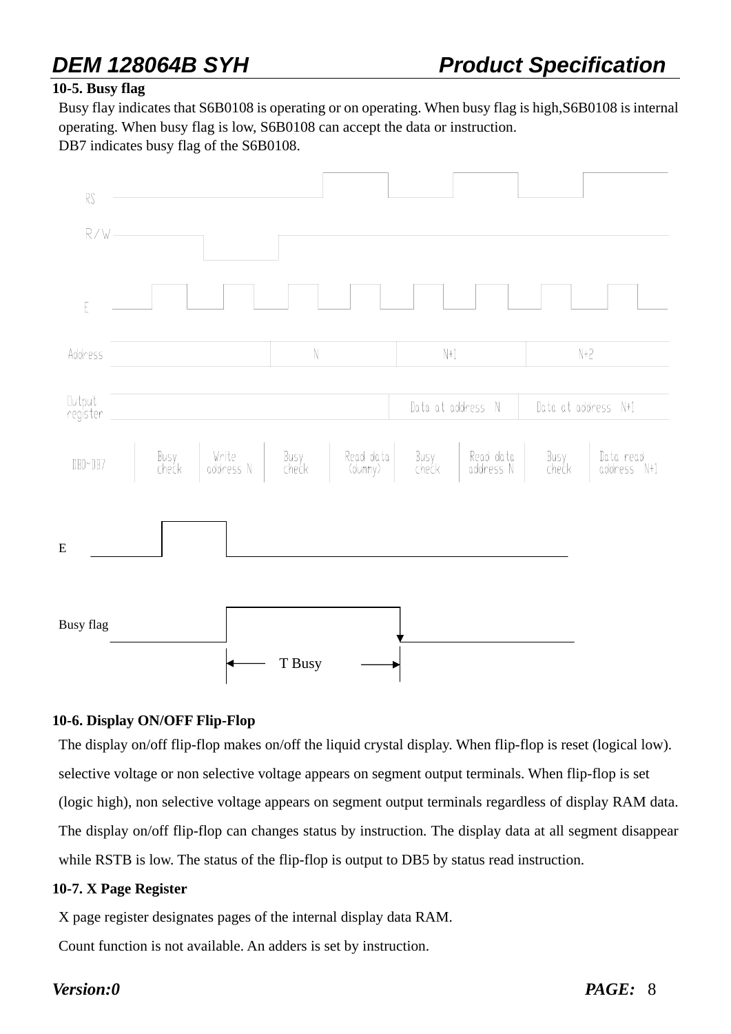### 10-5. Busy flag

Busy flay indicates that S6B0108 is operating or on operating. When busy flag is high,S6B0108 is internal operating. When busy flag is low, S6B0108 can accept the data or instruction.

DB7 indicates busy flag of the S6B0108.

RS

R/W

E

Address N N+1 N+2

Output register Data at address N Data at address N+1

DB0~DB7 Busy check Write address N Busy check Read data (dummy) Busy check Read data address N Busy check Data read address N+1

E

Busy flag

T Busy

### 10-6. Display ON/OFF Flip-Flop

The display on/off flip-flop makes on/off the liquid crystal display. When flip-flop is reset (logical low). selective voltage or non selective voltage appears on segment output terminals. When flip-flop is set (logic high), non selective voltage appears on segment output terminals regardless of display RAM data. The display on/off flip-flop can changes status by instruction. The display data at all segment disappear while RSTB is low. The status of the flip-flop is output to DB5 by status read instruction.

### 10-7. X Page Register

X page register designates pages of the internal display data RAM.

Count function is not available. An adders is set by instruction.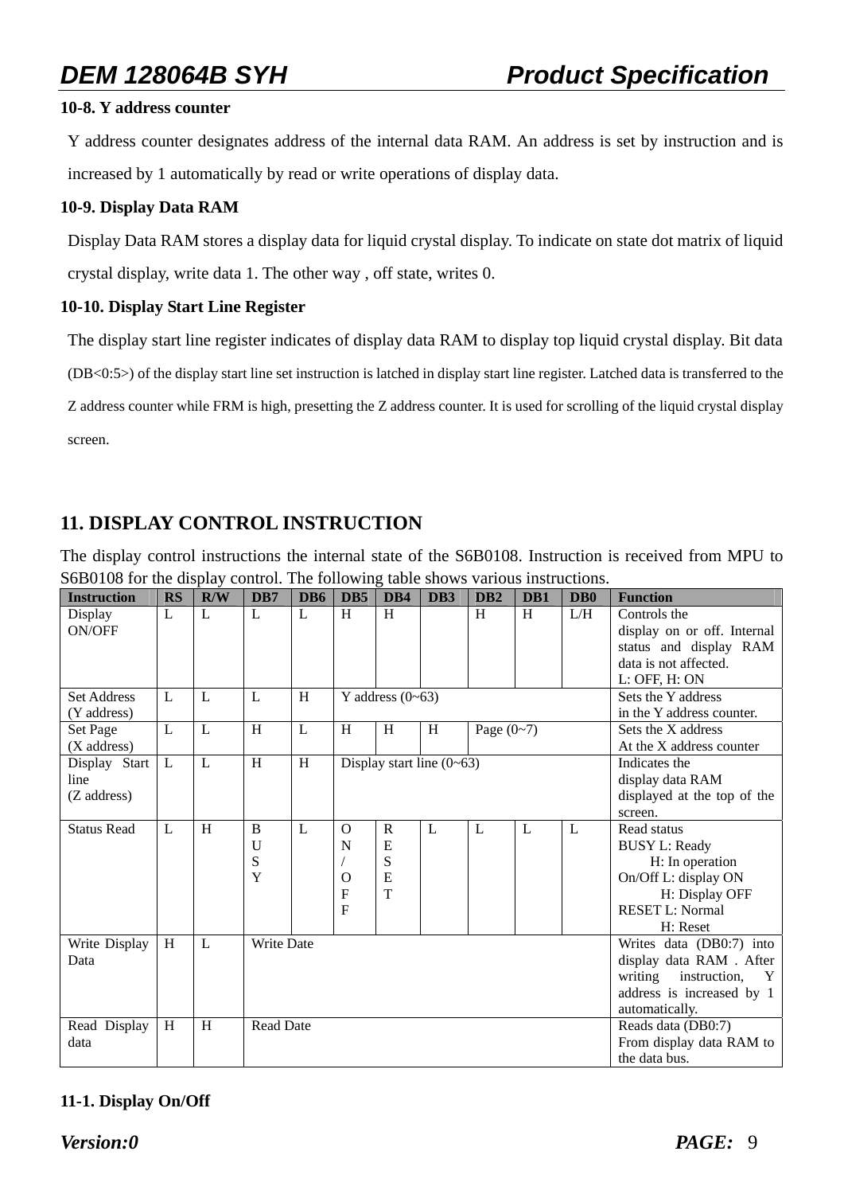**10-8. Y address counter**

Y address counter designates address of the internal data RAM. An address is set by instruction and is increased by 1 automatically by read or write operations of display data.

**10-9. Display Data RAM**

Display Data RAM stores a display data for liquid crystal display. To indicate on state dot matrix of liquid crystal display, write data 1. The other way , off state, writes 0.

**10-10. Display Start Line Register**

The display start line register indicates of display data RAM to display top liquid crystal display. Bit data (DB<0:5>) of the display start line set instruction is latched in display start line register. Latched data is transferred to the Z address counter while FRM is high, presetting the Z address counter. It is used for scrolling of the liquid crystal display screen.

## 11. DISPLAY CONTROL INSTRUCTION

The display control instructions the internal state of the S6B0108. Instruction is received from MPU to S6B0108 for the display control. The following table shows various instructions.

| Instruction | RS | R/W | DB7 | DB6 | DB5 | DB4 | DB3 | DB2 | DB1 | DB0 | Function |
|---|---|---|---|---|---|---|---|---|---|---|---|
| Display ON/OFF | L | L | L | L | H | H | | H | H | L/H | Controls the display on or off. Internal status and display RAM data is not affected. L: OFF, H: ON |
| Set Address (Y address) | L | L | L | H | Y address (0~63) | | | | | | Sets the Y address in the Y address counter. |
| Set Page (X address) | L | L | H | L | H | H | H | Page (0~7) | | | Sets the X address At the X address counter |
| Display Start line (Z address) | L | L | H | H | Display start line (0~63) | | | | | | Indicates the display data RAM displayed at the top of the screen. |
| Status Read | L | H | BUSY | L | ON/OFF | RESET | L | L | L | L | Read status BUSY L: Ready H: In operation On/Off L: display ON H: Display OFF RESET L: Normal H: Reset |
| Write Display Data | H | L | Write Date | | | | | | | | Writes data (DB0:7) into display data RAM . After writing instruction, Y address is increased by 1 automatically. |
| Read Display data | H | H | Read Date | | | | | | | | Reads data (DB0:7) From display data RAM to the data bus. |

**11-1. Display On/Off**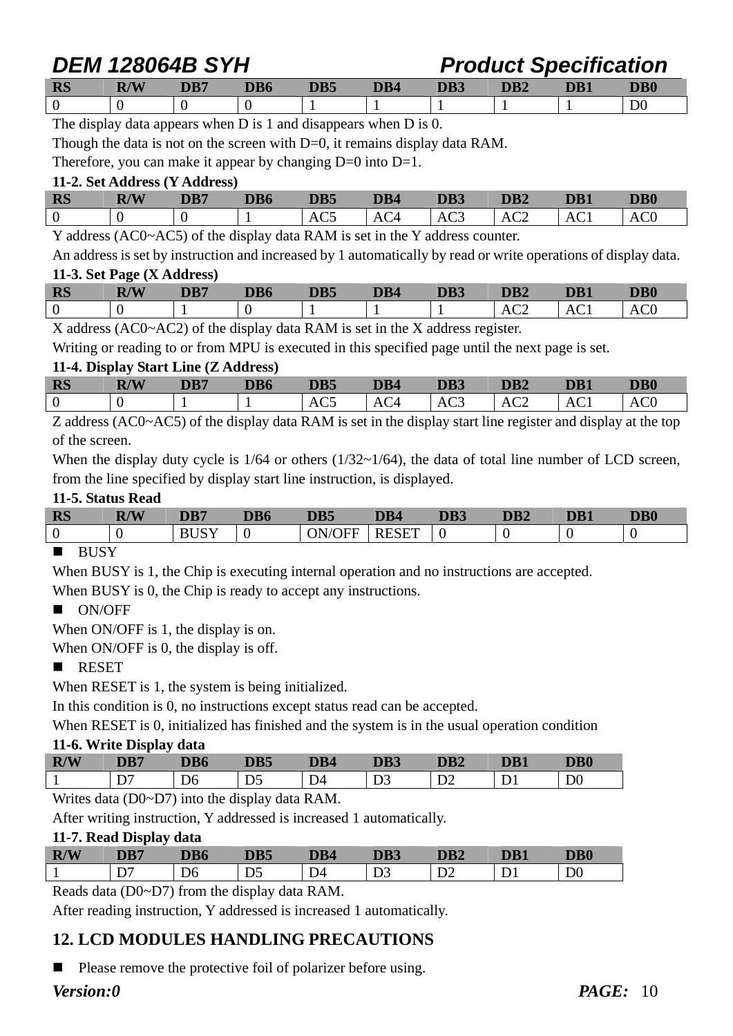| RS | R/W | DB7 | DB6 | DB5 | DB4 | DB3 | DB2 | DB1 | DB0 |
|---|---|---|---|---|---|---|---|---|---|
| 0 | 0 | 0 | 0 | 1 | 1 | 1 | 1 | 1 | D0 |

The display data appears when D is 1 and disappears when D is 0.
Though the data is not on the screen with D=0, it remains display data RAM.
Therefore, you can make it appear by changing D=0 into D=1.

**11-2. Set Address (Y Address)**

| RS | R/W | DB7 | DB6 | DB5 | DB4 | DB3 | DB2 | DB1 | DB0 |
|---|---|---|---|---|---|---|---|---|---|
| 0 | 0 | 0 | 1 | AC5 | AC4 | AC3 | AC2 | AC1 | AC0 |

Y address (AC0~AC5) of the display data RAM is set in the Y address counter.
An address is set by instruction and increased by 1 automatically by read or write operations of display data.

**11-3. Set Page (X Address)**

| RS | R/W | DB7 | DB6 | DB5 | DB4 | DB3 | DB2 | DB1 | DB0 |
|---|---|---|---|---|---|---|---|---|---|
| 0 | 0 | 1 | 0 | 1 | 1 | 1 | AC2 | AC1 | AC0 |

X address (AC0~AC2) of the display data RAM is set in the X address register.
Writing or reading to or from MPU is executed in this specified page until the next page is set.

**11-4. Display Start Line (Z Address)**

| RS | R/W | DB7 | DB6 | DB5 | DB4 | DB3 | DB2 | DB1 | DB0 |
|---|---|---|---|---|---|---|---|---|---|
| 0 | 0 | 1 | 1 | AC5 | AC4 | AC3 | AC2 | AC1 | AC0 |

Z address (AC0~AC5) of the display data RAM is set in the display start line register and display at the top of the screen.
When the display duty cycle is 1/64 or others (1/32~1/64), the data of total line number of LCD screen, from the line specified by display start line instruction, is displayed.

**11-5. Status Read**

| RS | R/W | DB7 | DB6 | DB5 | DB4 | DB3 | DB2 | DB1 | DB0 |
|---|---|---|---|---|---|---|---|---|---|
| 0 | 0 | BUSY | 0 | ON/OFF | RESET | 0 | 0 | 0 | 0 |

- BUSY

When BUSY is 1, the Chip is executing internal operation and no instructions are accepted.
When BUSY is 0, the Chip is ready to accept any instructions.

- ON/OFF

When ON/OFF is 1, the display is on.
When ON/OFF is 0, the display is off.

- RESET

When RESET is 1, the system is being initialized.
In this condition is 0, no instructions except status read can be accepted.
When RESET is 0, initialized has finished and the system is in the usual operation condition

**11-6. Write Display data**

| R/W | DB7 | DB6 | DB5 | DB4 | DB3 | DB2 | DB1 | DB0 |
|---|---|---|---|---|---|---|---|---|
| 1 | D7 | D6 | D5 | D4 | D3 | D2 | D1 | D0 |

Writes data (D0~D7) into the display data RAM.
After writing instruction, Y addressed is increased 1 automatically.

**11-7. Read Display data**

| R/W | DB7 | DB6 | DB5 | DB4 | DB3 | DB2 | DB1 | DB0 |
|---|---|---|---|---|---|---|---|---|
| 1 | D7 | D6 | D5 | D4 | D3 | D2 | D1 | D0 |

Reads data (D0~D7) from the display data RAM.
After reading instruction, Y addressed is increased 1 automatically.

## 12. LCD MODULES HANDLING PRECAUTIONS

- Please remove the protective foil of polarizer before using.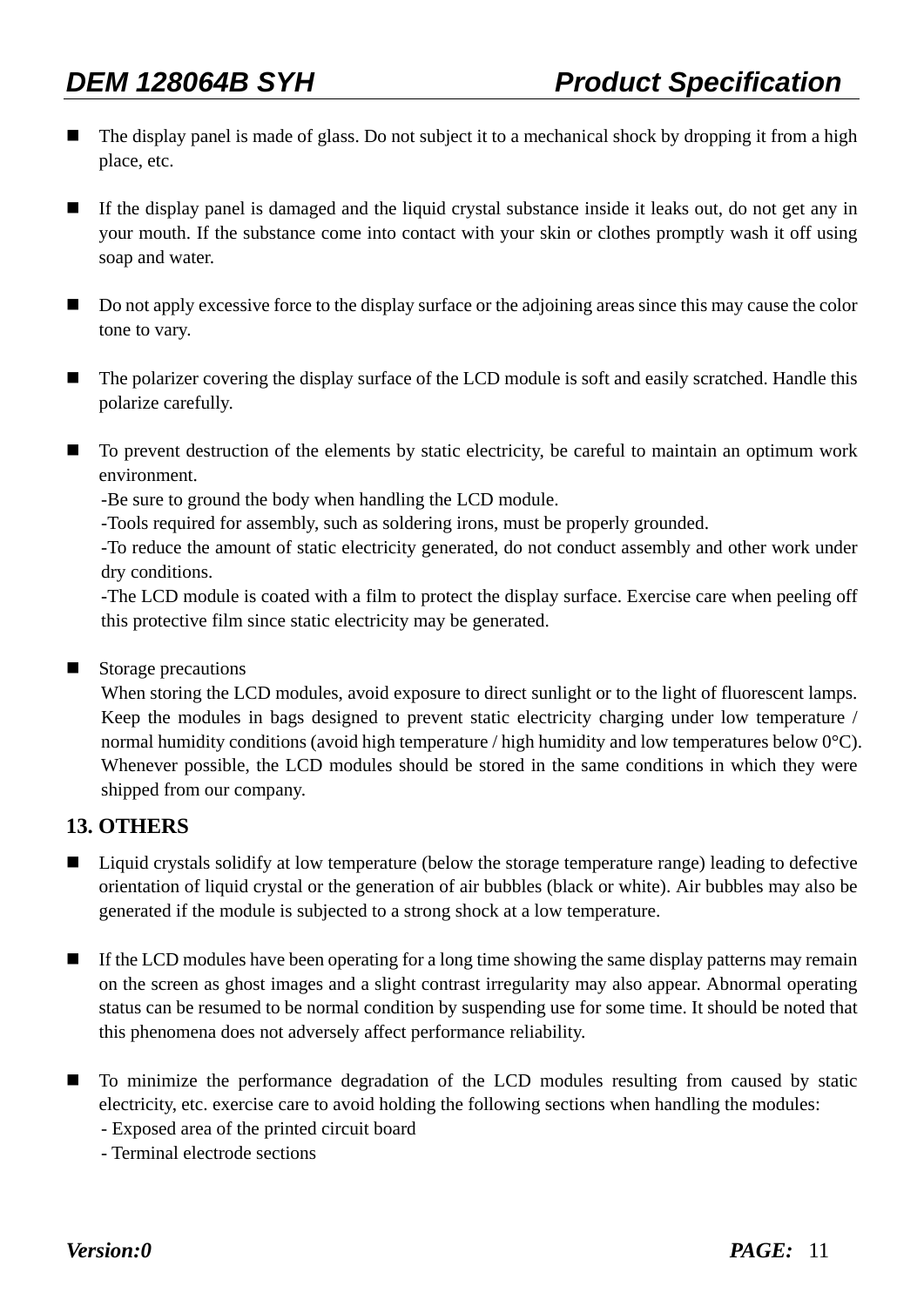- The display panel is made of glass. Do not subject it to a mechanical shock by dropping it from a high place, etc.

- If the display panel is damaged and the liquid crystal substance inside it leaks out, do not get any in your mouth. If the substance come into contact with your skin or clothes promptly wash it off using soap and water.

- Do not apply excessive force to the display surface or the adjoining areas since this may cause the color tone to vary.

- The polarizer covering the display surface of the LCD module is soft and easily scratched. Handle this polarize carefully.

- To prevent destruction of the elements by static electricity, be careful to maintain an optimum work environment.
  -Be sure to ground the body when handling the LCD module.
  -Tools required for assembly, such as soldering irons, must be properly grounded.
  -To reduce the amount of static electricity generated, do not conduct assembly and other work under dry conditions.
  -The LCD module is coated with a film to protect the display surface. Exercise care when peeling off this protective film since static electricity may be generated.

- Storage precautions
  When storing the LCD modules, avoid exposure to direct sunlight or to the light of fluorescent lamps. Keep the modules in bags designed to prevent static electricity charging under low temperature / normal humidity conditions (avoid high temperature / high humidity and low temperatures below 0°C). Whenever possible, the LCD modules should be stored in the same conditions in which they were shipped from our company.

## 13. OTHERS

- Liquid crystals solidify at low temperature (below the storage temperature range) leading to defective orientation of liquid crystal or the generation of air bubbles (black or white). Air bubbles may also be generated if the module is subjected to a strong shock at a low temperature.

- If the LCD modules have been operating for a long time showing the same display patterns may remain on the screen as ghost images and a slight contrast irregularity may also appear. Abnormal operating status can be resumed to be normal condition by suspending use for some time. It should be noted that this phenomena does not adversely affect performance reliability.

- To minimize the performance degradation of the LCD modules resulting from caused by static electricity, etc. exercise care to avoid holding the following sections when handling the modules:
  - Exposed area of the printed circuit board
  - Terminal electrode sections